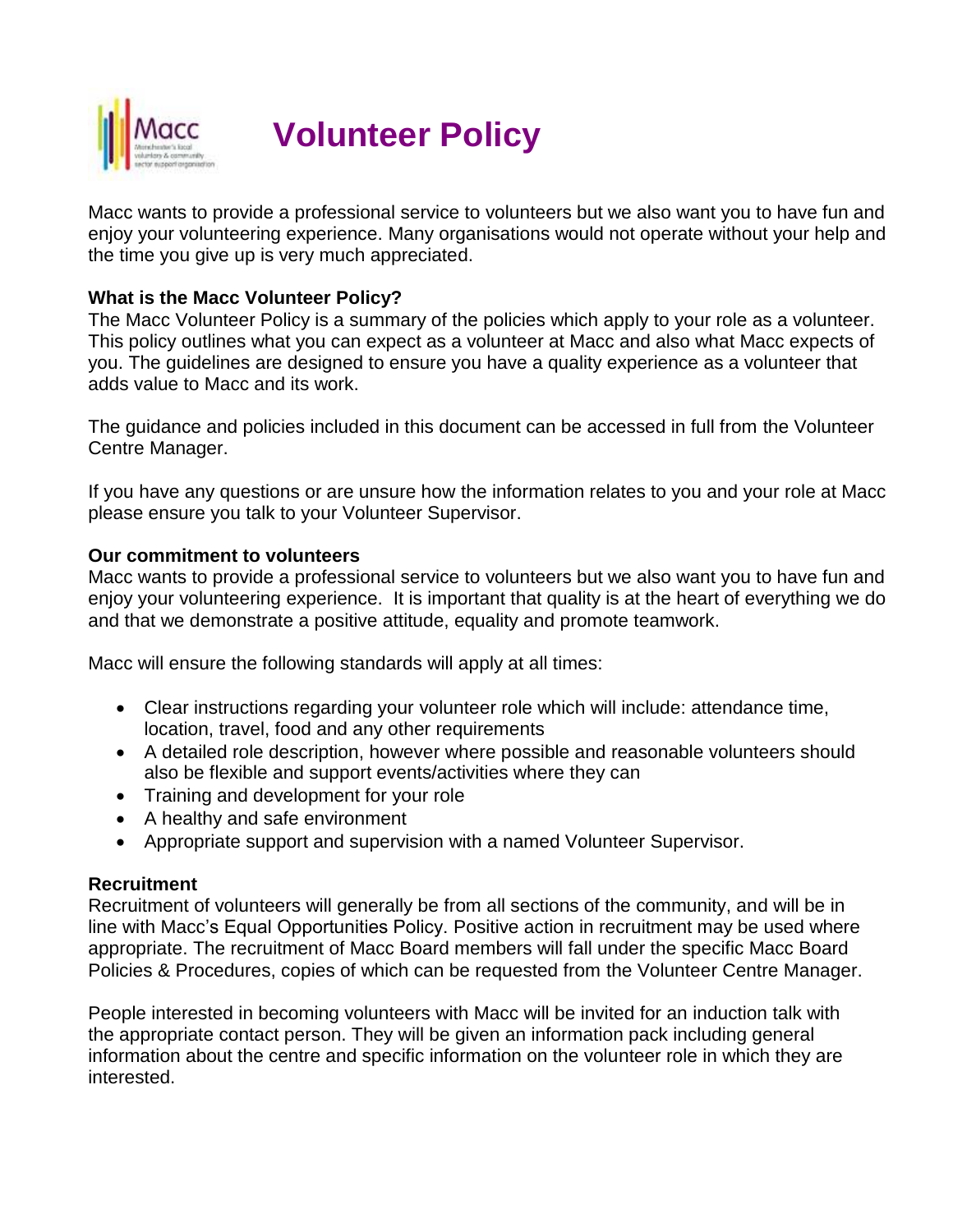# Volunteer Policy

Macc wants to provide a professional service to volunteers but we also want you to have fun and enjoy your volunteering experience. Many organisations would not operate without your help and the time you give up is very much appreciated.

**What is the Macc Volunteer Policy?**

The Macc Volunteer Policy is a summary of the policies which apply to your role as a volunteer. This policy outlines what you can expect as a volunteer at Macc and also what Macc expects of you. The guidelines are designed to ensure you have a quality experience as a volunteer that adds value to Macc and its work.

The guidance and policies included in this document can be accessed in full from the Volunteer Centre Manager.

If you have any questions or are unsure how the information relates to you and your role at Macc please ensure you talk to your Volunteer Supervisor.

**Our commitment to volunteers**

Macc wants to provide a professional service to volunteers but we also want you to have fun and enjoy your volunteering experience. It is important that quality is at the heart of everything we do and that we demonstrate a positive attitude, equality and promote teamwork.

Macc will ensure the following standards will apply at all times:

- Clear instructions regarding your volunteer role which will include: attendance time, location, travel, food and any other requirements
- A detailed role description, however where possible and reasonable volunteers should also be flexible and support events/activities where they can
- Training and development for your role
- A healthy and safe environment
- Appropriate support and supervision with a named Volunteer Supervisor.

**Recruitment**

Recruitment of volunteers will generally be from all sections of the community, and will be in line with Macc's Equal Opportunities Policy. Positive action in recruitment may be used where appropriate. The recruitment of Macc Board members will fall under the specific Macc Board Policies & Procedures, copies of which can be requested from the Volunteer Centre Manager.

People interested in becoming volunteers with Macc will be invited for an induction talk with the appropriate contact person. They will be given an information pack including general information about the centre and specific information on the volunteer role in which they are interested.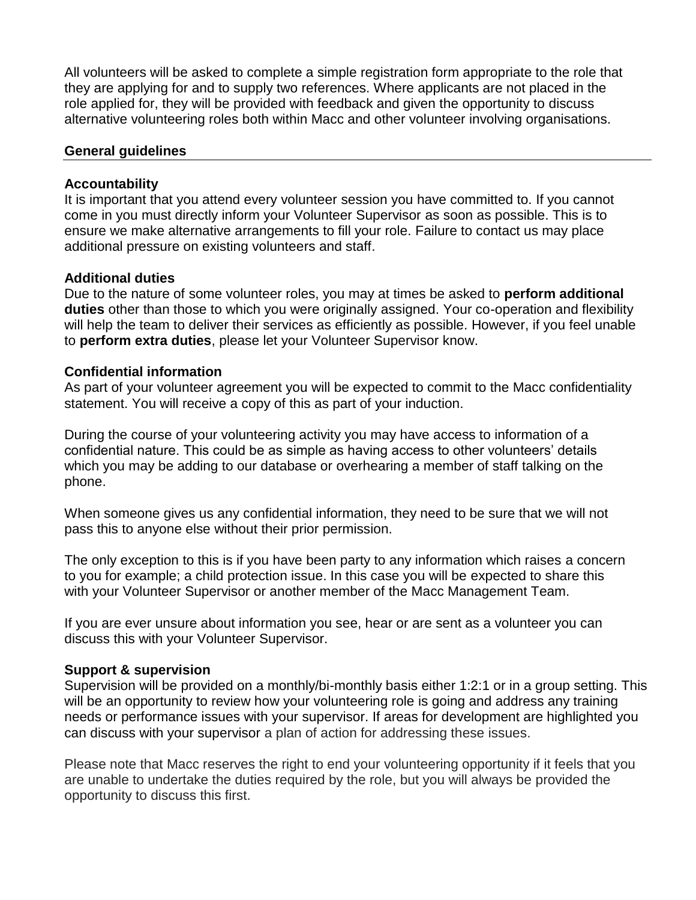All volunteers will be asked to complete a simple registration form appropriate to the role that they are applying for and to supply two references. Where applicants are not placed in the role applied for, they will be provided with feedback and given the opportunity to discuss alternative volunteering roles both within Macc and other volunteer involving organisations.

## General guidelines

### Accountability

It is important that you attend every volunteer session you have committed to. If you cannot come in you must directly inform your Volunteer Supervisor as soon as possible. This is to ensure we make alternative arrangements to fill your role. Failure to contact us may place additional pressure on existing volunteers and staff.

### Additional duties

Due to the nature of some volunteer roles, you may at times be asked to **perform additional duties** other than those to which you were originally assigned. Your co-operation and flexibility will help the team to deliver their services as efficiently as possible. However, if you feel unable to **perform extra duties**, please let your Volunteer Supervisor know.

### Confidential information

As part of your volunteer agreement you will be expected to commit to the Macc confidentiality statement. You will receive a copy of this as part of your induction.

During the course of your volunteering activity you may have access to information of a confidential nature. This could be as simple as having access to other volunteers' details which you may be adding to our database or overhearing a member of staff talking on the phone.

When someone gives us any confidential information, they need to be sure that we will not pass this to anyone else without their prior permission.

The only exception to this is if you have been party to any information which raises a concern to you for example; a child protection issue. In this case you will be expected to share this with your Volunteer Supervisor or another member of the Macc Management Team.

If you are ever unsure about information you see, hear or are sent as a volunteer you can discuss this with your Volunteer Supervisor.

### Support & supervision

Supervision will be provided on a monthly/bi-monthly basis either 1:2:1 or in a group setting. This will be an opportunity to review how your volunteering role is going and address any training needs or performance issues with your supervisor. If areas for development are highlighted you can discuss with your supervisor a plan of action for addressing these issues.

Please note that Macc reserves the right to end your volunteering opportunity if it feels that you are unable to undertake the duties required by the role, but you will always be provided the opportunity to discuss this first.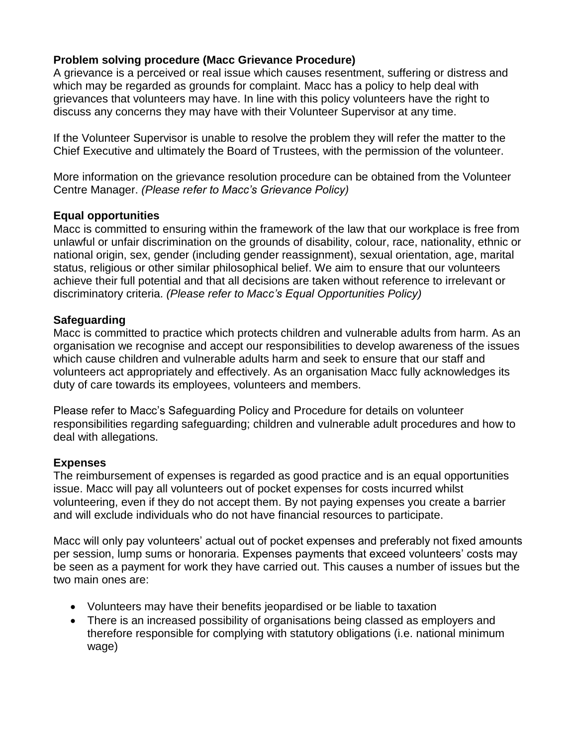**Problem solving procedure (Macc Grievance Procedure)**
A grievance is a perceived or real issue which causes resentment, suffering or distress and which may be regarded as grounds for complaint. Macc has a policy to help deal with grievances that volunteers may have. In line with this policy volunteers have the right to discuss any concerns they may have with their Volunteer Supervisor at any time.

If the Volunteer Supervisor is unable to resolve the problem they will refer the matter to the Chief Executive and ultimately the Board of Trustees, with the permission of the volunteer.

More information on the grievance resolution procedure can be obtained from the Volunteer Centre Manager. *(Please refer to Macc's Grievance Policy)*

**Equal opportunities**
Macc is committed to ensuring within the framework of the law that our workplace is free from unlawful or unfair discrimination on the grounds of disability, colour, race, nationality, ethnic or national origin, sex, gender (including gender reassignment), sexual orientation, age, marital status, religious or other similar philosophical belief. We aim to ensure that our volunteers achieve their full potential and that all decisions are taken without reference to irrelevant or discriminatory criteria. *(Please refer to Macc's Equal Opportunities Policy)*

**Safeguarding**
Macc is committed to practice which protects children and vulnerable adults from harm. As an organisation we recognise and accept our responsibilities to develop awareness of the issues which cause children and vulnerable adults harm and seek to ensure that our staff and volunteers act appropriately and effectively. As an organisation Macc fully acknowledges its duty of care towards its employees, volunteers and members.

Please refer to Macc's Safeguarding Policy and Procedure for details on volunteer responsibilities regarding safeguarding; children and vulnerable adult procedures and how to deal with allegations.

**Expenses**
The reimbursement of expenses is regarded as good practice and is an equal opportunities issue. Macc will pay all volunteers out of pocket expenses for costs incurred whilst volunteering, even if they do not accept them. By not paying expenses you create a barrier and will exclude individuals who do not have financial resources to participate.

Macc will only pay volunteers' actual out of pocket expenses and preferably not fixed amounts per session, lump sums or honoraria. Expenses payments that exceed volunteers' costs may be seen as a payment for work they have carried out. This causes a number of issues but the two main ones are:

- Volunteers may have their benefits jeopardised or be liable to taxation
- There is an increased possibility of organisations being classed as employers and therefore responsible for complying with statutory obligations (i.e. national minimum wage)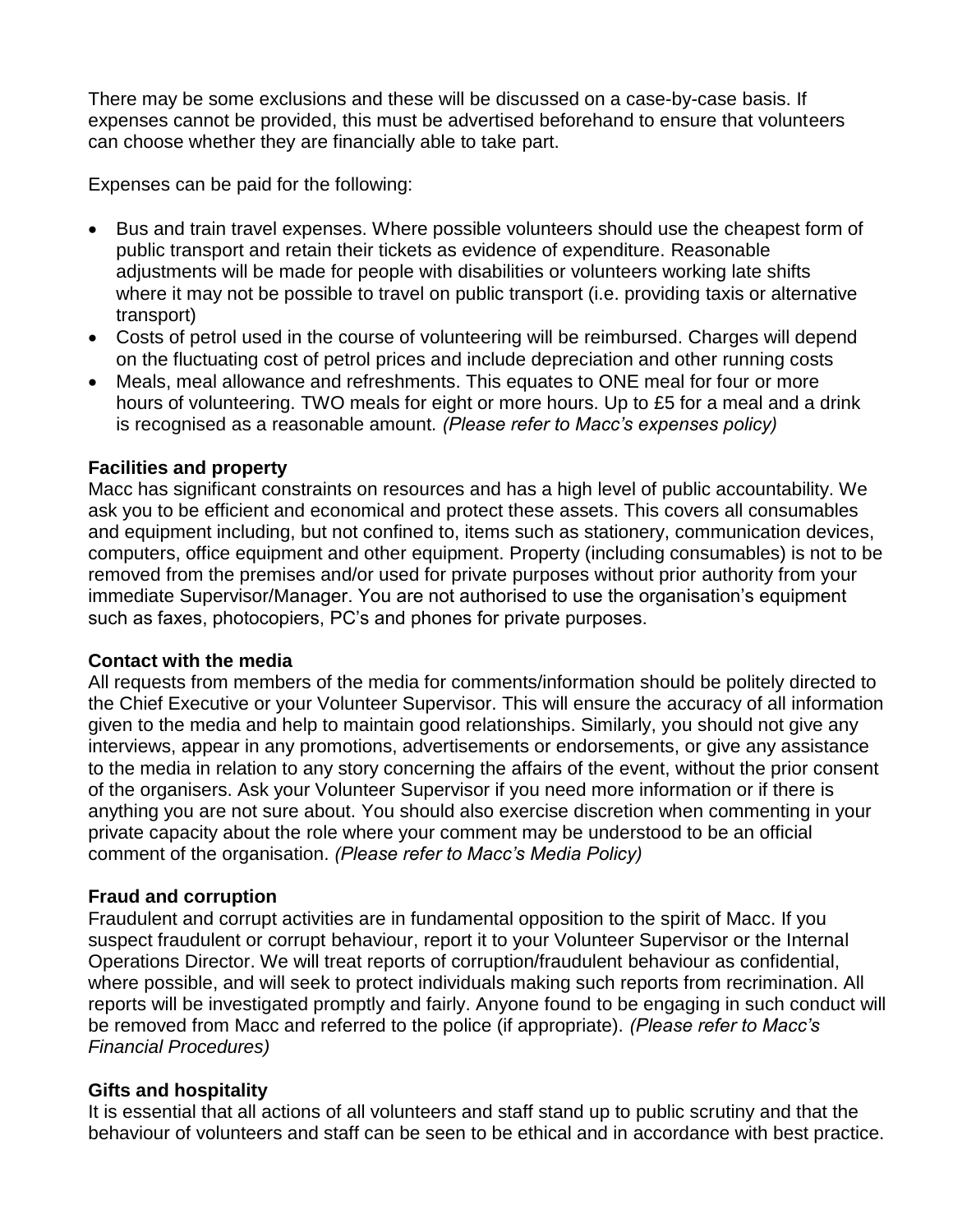There may be some exclusions and these will be discussed on a case-by-case basis. If expenses cannot be provided, this must be advertised beforehand to ensure that volunteers can choose whether they are financially able to take part.

Expenses can be paid for the following:

- Bus and train travel expenses. Where possible volunteers should use the cheapest form of public transport and retain their tickets as evidence of expenditure. Reasonable adjustments will be made for people with disabilities or volunteers working late shifts where it may not be possible to travel on public transport (i.e. providing taxis or alternative transport)
- Costs of petrol used in the course of volunteering will be reimbursed. Charges will depend on the fluctuating cost of petrol prices and include depreciation and other running costs
- Meals, meal allowance and refreshments. This equates to ONE meal for four or more hours of volunteering. TWO meals for eight or more hours. Up to £5 for a meal and a drink is recognised as a reasonable amount. *(Please refer to Macc's expenses policy)*

**Facilities and property**

Macc has significant constraints on resources and has a high level of public accountability. We ask you to be efficient and economical and protect these assets. This covers all consumables and equipment including, but not confined to, items such as stationery, communication devices, computers, office equipment and other equipment. Property (including consumables) is not to be removed from the premises and/or used for private purposes without prior authority from your immediate Supervisor/Manager. You are not authorised to use the organisation's equipment such as faxes, photocopiers, PC's and phones for private purposes.

**Contact with the media**

All requests from members of the media for comments/information should be politely directed to the Chief Executive or your Volunteer Supervisor. This will ensure the accuracy of all information given to the media and help to maintain good relationships. Similarly, you should not give any interviews, appear in any promotions, advertisements or endorsements, or give any assistance to the media in relation to any story concerning the affairs of the event, without the prior consent of the organisers. Ask your Volunteer Supervisor if you need more information or if there is anything you are not sure about. You should also exercise discretion when commenting in your private capacity about the role where your comment may be understood to be an official comment of the organisation. *(Please refer to Macc's Media Policy)*

**Fraud and corruption**

Fraudulent and corrupt activities are in fundamental opposition to the spirit of Macc. If you suspect fraudulent or corrupt behaviour, report it to your Volunteer Supervisor or the Internal Operations Director. We will treat reports of corruption/fraudulent behaviour as confidential, where possible, and will seek to protect individuals making such reports from recrimination. All reports will be investigated promptly and fairly. Anyone found to be engaging in such conduct will be removed from Macc and referred to the police (if appropriate). *(Please refer to Macc's Financial Procedures)*

**Gifts and hospitality**

It is essential that all actions of all volunteers and staff stand up to public scrutiny and that the behaviour of volunteers and staff can be seen to be ethical and in accordance with best practice.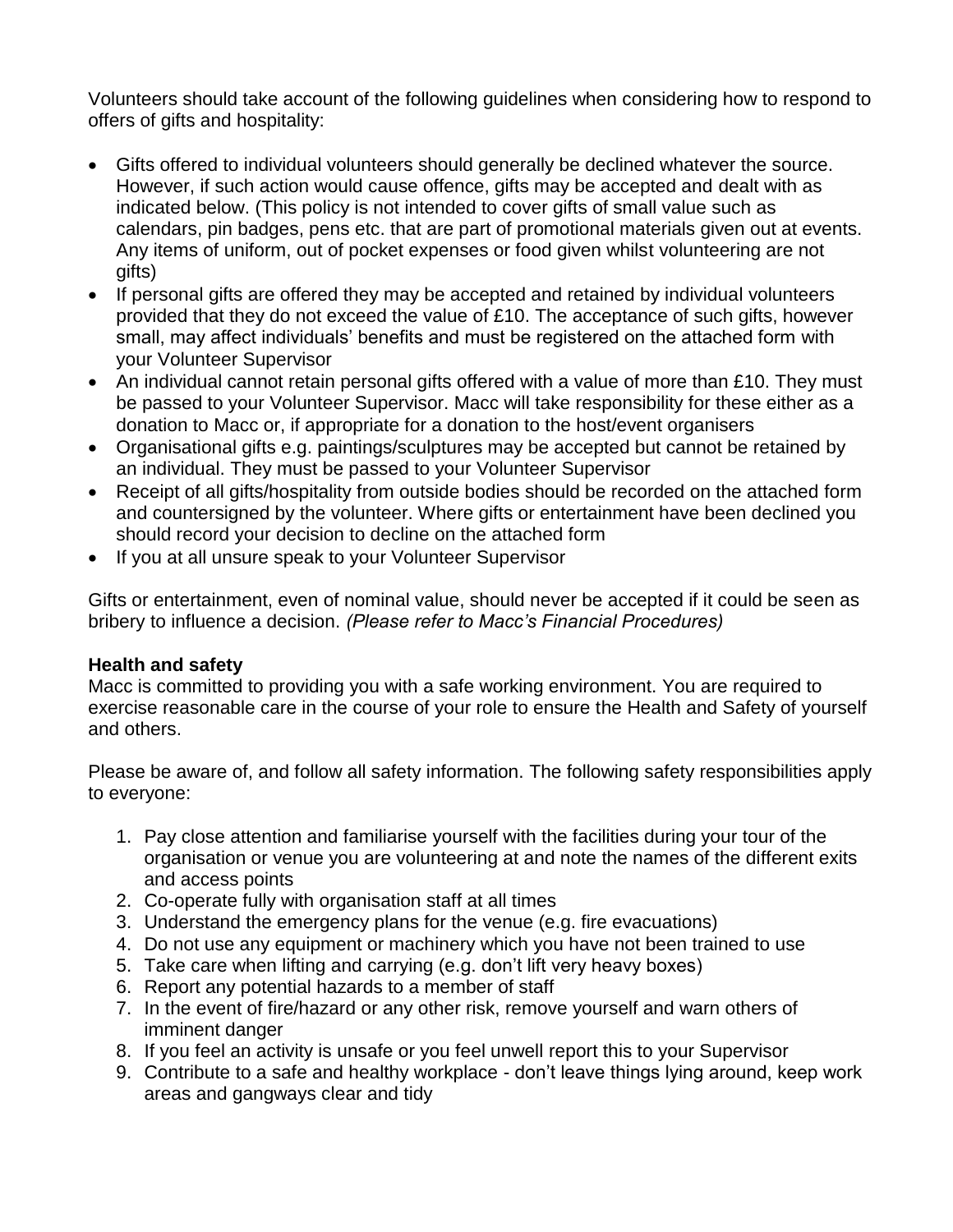Volunteers should take account of the following guidelines when considering how to respond to offers of gifts and hospitality:

- Gifts offered to individual volunteers should generally be declined whatever the source. However, if such action would cause offence, gifts may be accepted and dealt with as indicated below. (This policy is not intended to cover gifts of small value such as calendars, pin badges, pens etc. that are part of promotional materials given out at events. Any items of uniform, out of pocket expenses or food given whilst volunteering are not gifts)
- If personal gifts are offered they may be accepted and retained by individual volunteers provided that they do not exceed the value of £10. The acceptance of such gifts, however small, may affect individuals' benefits and must be registered on the attached form with your Volunteer Supervisor
- An individual cannot retain personal gifts offered with a value of more than £10. They must be passed to your Volunteer Supervisor. Macc will take responsibility for these either as a donation to Macc or, if appropriate for a donation to the host/event organisers
- Organisational gifts e.g. paintings/sculptures may be accepted but cannot be retained by an individual. They must be passed to your Volunteer Supervisor
- Receipt of all gifts/hospitality from outside bodies should be recorded on the attached form and countersigned by the volunteer. Where gifts or entertainment have been declined you should record your decision to decline on the attached form
- If you at all unsure speak to your Volunteer Supervisor

Gifts or entertainment, even of nominal value, should never be accepted if it could be seen as bribery to influence a decision. *(Please refer to Macc's Financial Procedures)*

**Health and safety**

Macc is committed to providing you with a safe working environment. You are required to exercise reasonable care in the course of your role to ensure the Health and Safety of yourself and others.

Please be aware of, and follow all safety information. The following safety responsibilities apply to everyone:

1. Pay close attention and familiarise yourself with the facilities during your tour of the organisation or venue you are volunteering at and note the names of the different exits and access points
2. Co-operate fully with organisation staff at all times
3. Understand the emergency plans for the venue (e.g. fire evacuations)
4. Do not use any equipment or machinery which you have not been trained to use
5. Take care when lifting and carrying (e.g. don't lift very heavy boxes)
6. Report any potential hazards to a member of staff
7. In the event of fire/hazard or any other risk, remove yourself and warn others of imminent danger
8. If you feel an activity is unsafe or you feel unwell report this to your Supervisor
9. Contribute to a safe and healthy workplace - don't leave things lying around, keep work areas and gangways clear and tidy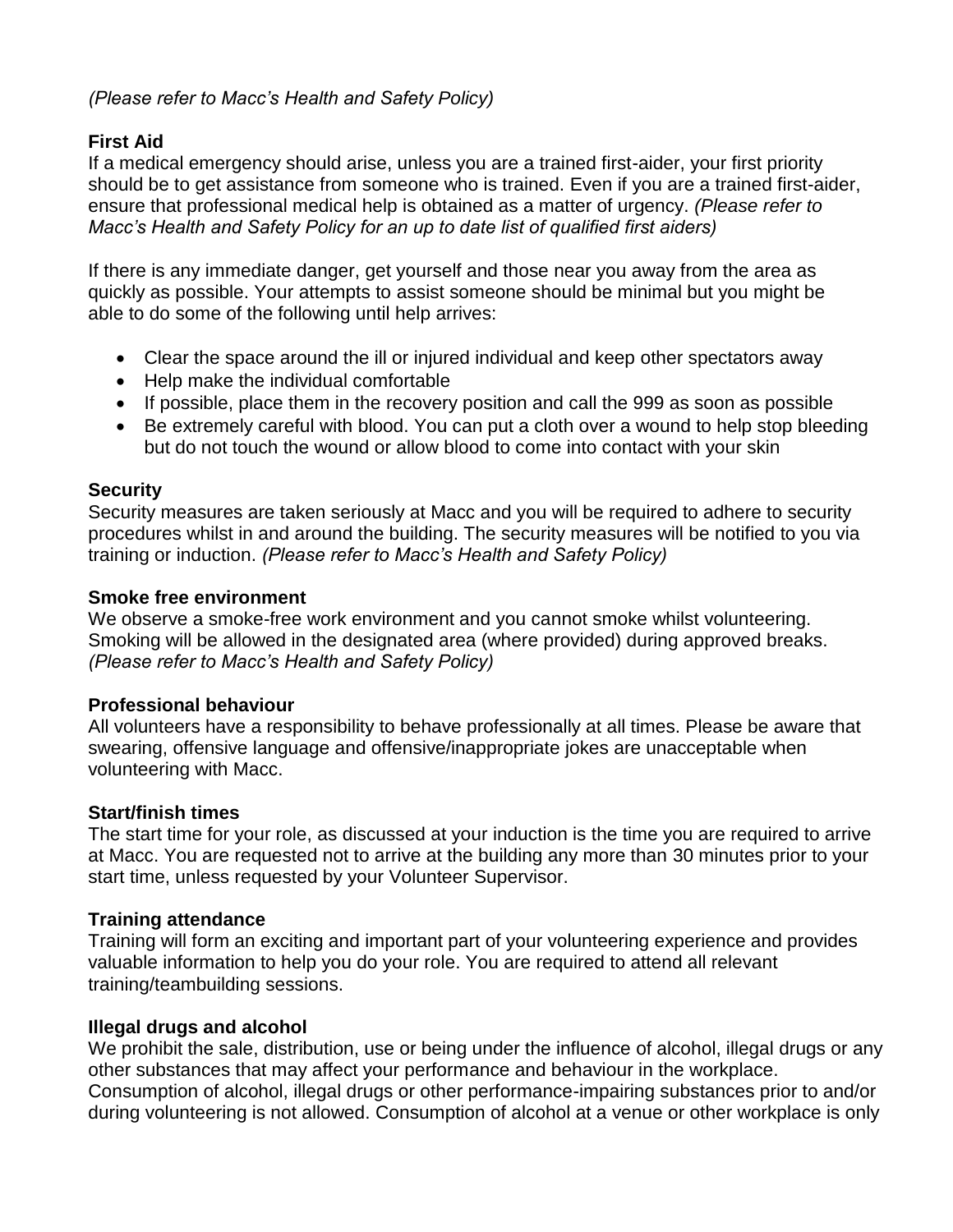*(Please refer to Macc's Health and Safety Policy)*

**First Aid**

If a medical emergency should arise, unless you are a trained first-aider, your first priority should be to get assistance from someone who is trained. Even if you are a trained first-aider, ensure that professional medical help is obtained as a matter of urgency. *(Please refer to Macc's Health and Safety Policy for an up to date list of qualified first aiders)*

If there is any immediate danger, get yourself and those near you away from the area as quickly as possible. Your attempts to assist someone should be minimal but you might be able to do some of the following until help arrives:

- Clear the space around the ill or injured individual and keep other spectators away
- Help make the individual comfortable
- If possible, place them in the recovery position and call the 999 as soon as possible
- Be extremely careful with blood. You can put a cloth over a wound to help stop bleeding but do not touch the wound or allow blood to come into contact with your skin

**Security**

Security measures are taken seriously at Macc and you will be required to adhere to security procedures whilst in and around the building. The security measures will be notified to you via training or induction. *(Please refer to Macc's Health and Safety Policy)*

**Smoke free environment**

We observe a smoke-free work environment and you cannot smoke whilst volunteering. Smoking will be allowed in the designated area (where provided) during approved breaks. *(Please refer to Macc's Health and Safety Policy)*

**Professional behaviour**

All volunteers have a responsibility to behave professionally at all times. Please be aware that swearing, offensive language and offensive/inappropriate jokes are unacceptable when volunteering with Macc.

**Start/finish times**

The start time for your role, as discussed at your induction is the time you are required to arrive at Macc. You are requested not to arrive at the building any more than 30 minutes prior to your start time, unless requested by your Volunteer Supervisor.

**Training attendance**

Training will form an exciting and important part of your volunteering experience and provides valuable information to help you do your role. You are required to attend all relevant training/teambuilding sessions.

**Illegal drugs and alcohol**

We prohibit the sale, distribution, use or being under the influence of alcohol, illegal drugs or any other substances that may affect your performance and behaviour in the workplace. Consumption of alcohol, illegal drugs or other performance-impairing substances prior to and/or during volunteering is not allowed. Consumption of alcohol at a venue or other workplace is only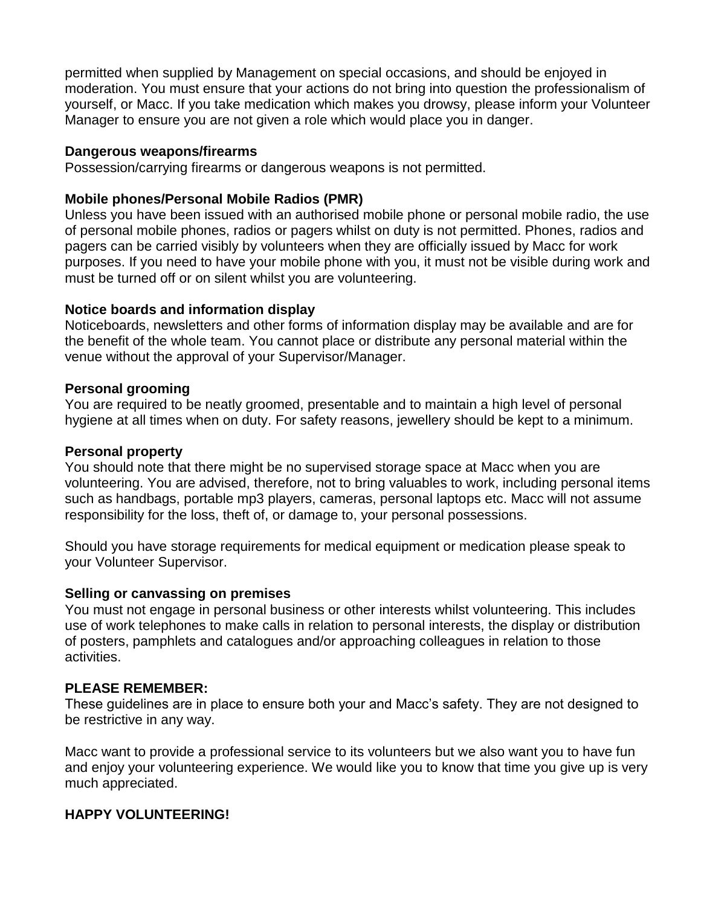permitted when supplied by Management on special occasions, and should be enjoyed in moderation. You must ensure that your actions do not bring into question the professionalism of yourself, or Macc. If you take medication which makes you drowsy, please inform your Volunteer Manager to ensure you are not given a role which would place you in danger.

**Dangerous weapons/firearms**
Possession/carrying firearms or dangerous weapons is not permitted.

**Mobile phones/Personal Mobile Radios (PMR)**
Unless you have been issued with an authorised mobile phone or personal mobile radio, the use of personal mobile phones, radios or pagers whilst on duty is not permitted. Phones, radios and pagers can be carried visibly by volunteers when they are officially issued by Macc for work purposes. If you need to have your mobile phone with you, it must not be visible during work and must be turned off or on silent whilst you are volunteering.

**Notice boards and information display**
Noticeboards, newsletters and other forms of information display may be available and are for the benefit of the whole team. You cannot place or distribute any personal material within the venue without the approval of your Supervisor/Manager.

**Personal grooming**
You are required to be neatly groomed, presentable and to maintain a high level of personal hygiene at all times when on duty. For safety reasons, jewellery should be kept to a minimum.

**Personal property**
You should note that there might be no supervised storage space at Macc when you are volunteering. You are advised, therefore, not to bring valuables to work, including personal items such as handbags, portable mp3 players, cameras, personal laptops etc. Macc will not assume responsibility for the loss, theft of, or damage to, your personal possessions.

Should you have storage requirements for medical equipment or medication please speak to your Volunteer Supervisor.

**Selling or canvassing on premises**
You must not engage in personal business or other interests whilst volunteering. This includes use of work telephones to make calls in relation to personal interests, the display or distribution of posters, pamphlets and catalogues and/or approaching colleagues in relation to those activities.

**PLEASE REMEMBER:**
These guidelines are in place to ensure both your and Macc's safety. They are not designed to be restrictive in any way.

Macc want to provide a professional service to its volunteers but we also want you to have fun and enjoy your volunteering experience. We would like you to know that time you give up is very much appreciated.

**HAPPY VOLUNTEERING!**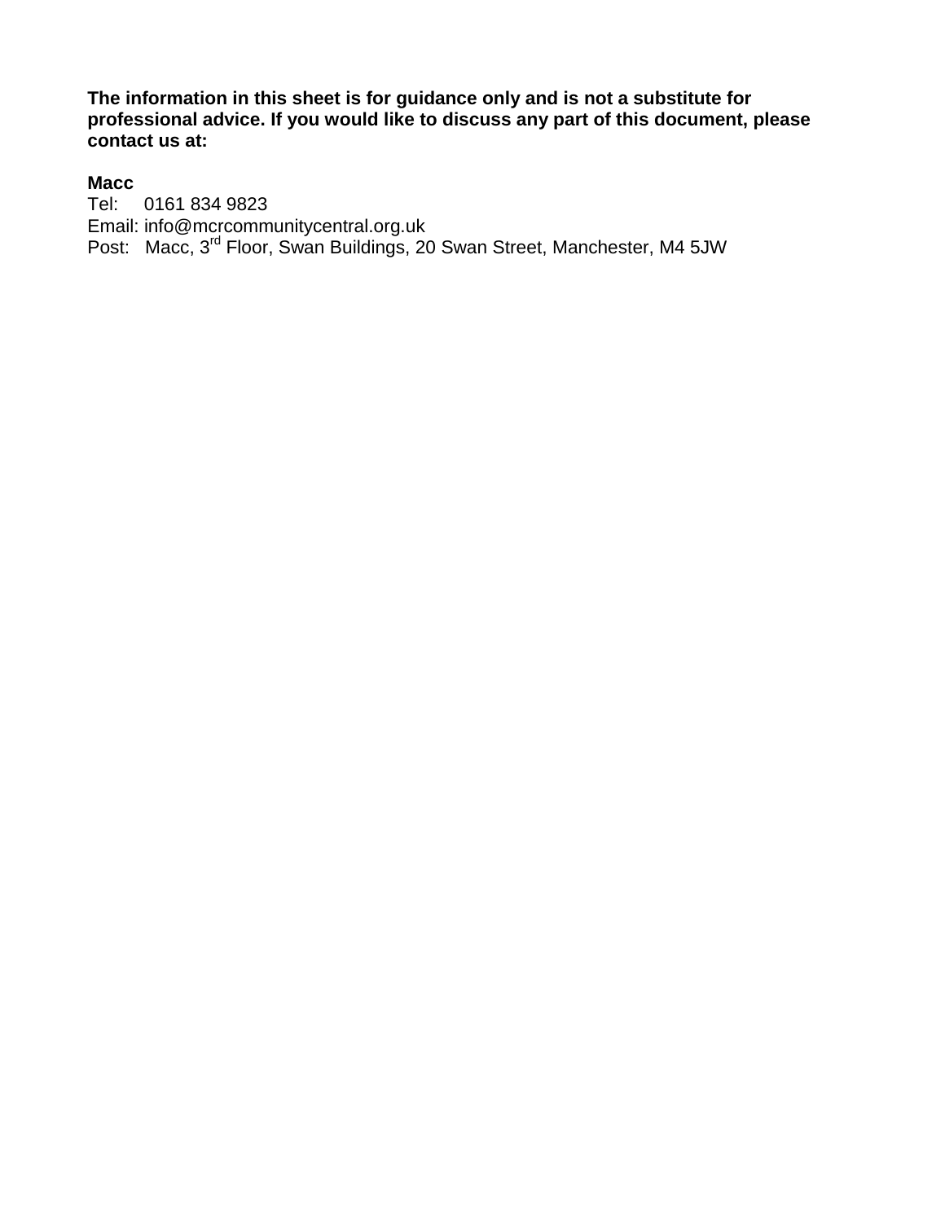**The information in this sheet is for guidance only and is not a substitute for professional advice. If you would like to discuss any part of this document, please contact us at:**

**Macc**
Tel: 0161 834 9823
Email: info@mcrcommunitycentral.org.uk
Post: Macc, 3rd Floor, Swan Buildings, 20 Swan Street, Manchester, M4 5JW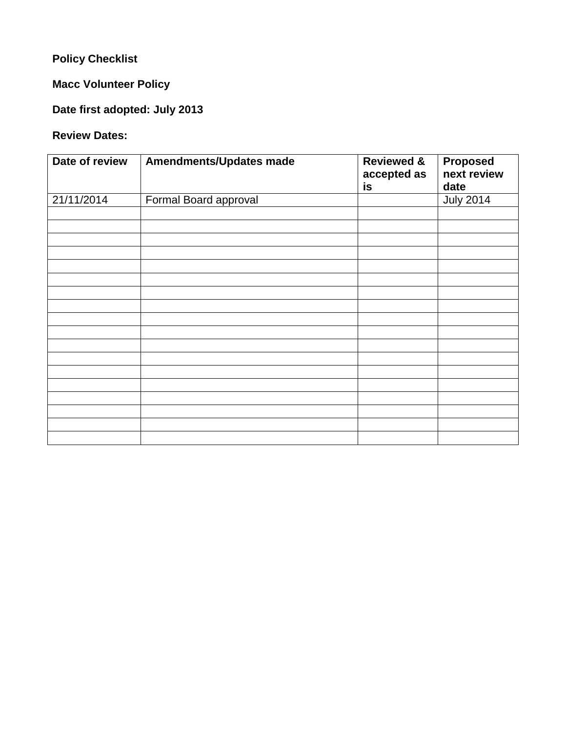**Policy Checklist**

**Macc Volunteer Policy**

**Date first adopted: July 2013**

**Review Dates:**

| Date of review | Amendments/Updates made | Reviewed & accepted as is | Proposed next review date |
|---|---|---|---|
| 21/11/2014 | Formal Board approval | | July 2014 |
| | | | |
| | | | |
| | | | |
| | | | |
| | | | |
| | | | |
| | | | |
| | | | |
| | | | |
| | | | |
| | | | |
| | | | |
| | | | |
| | | | |
| | | | |
| | | | |
| | | | |
| | | | |